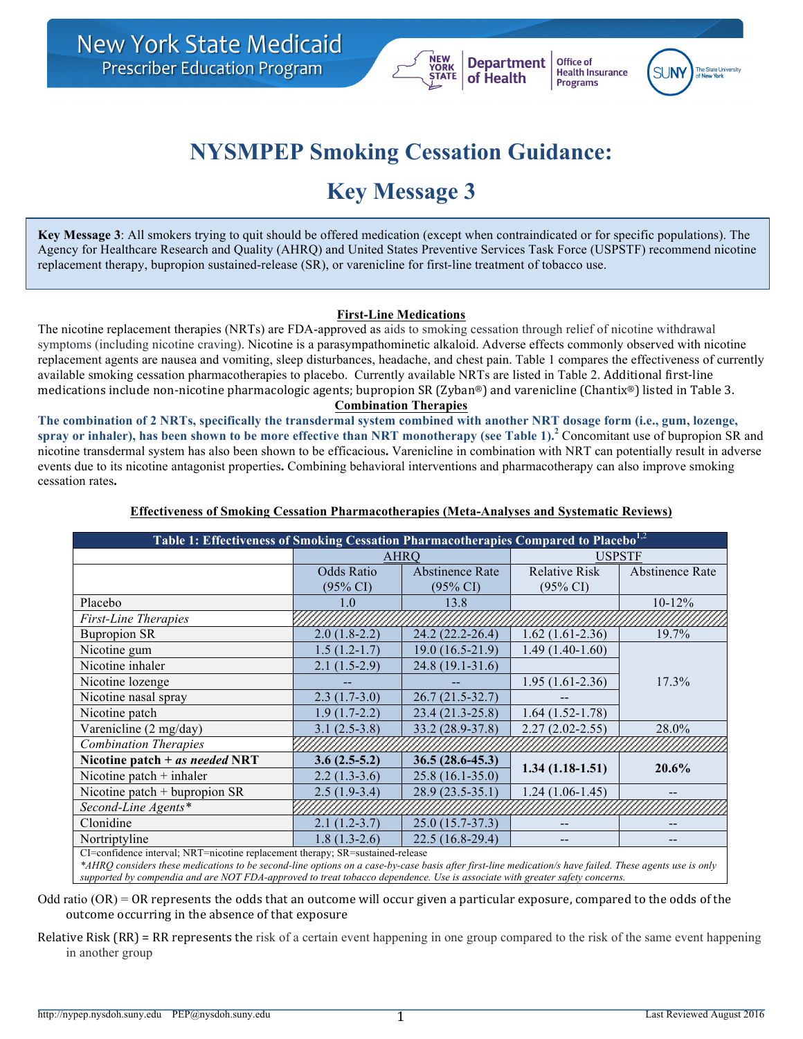# NYSMPEP Smoking Cessation Guidance:

# Key Message 3

**Key Message 3**: All smokers trying to quit should be offered medication (except when contraindicated or for specific populations). The Agency for Healthcare Research and Quality (AHRQ) and United States Preventive Services Task Force (USPSTF) recommend nicotine replacement therapy, bupropion sustained-release (SR), or varenicline for first-line treatment of tobacco use.

## First-Line Medications

The nicotine replacement therapies (NRTs) are FDA-approved as aids to smoking cessation through relief of nicotine withdrawal symptoms (including nicotine craving). Nicotine is a parasympathominetic alkaloid. Adverse effects commonly observed with nicotine replacement agents are nausea and vomiting, sleep disturbances, headache, and chest pain. Table 1 compares the effectiveness of currently available smoking cessation pharmacotherapies to placebo. Currently available NRTs are listed in Table 2. Additional first-line medications include non-nicotine pharmacologic agents; bupropion SR (Zyban®) and varenicline (Chantix®) listed in Table 3.

## Combination Therapies

**The combination of 2 NRTs, specifically the transdermal system combined with another NRT dosage form (i.e., gum, lozenge, spray or inhaler), has been shown to be more effective than NRT monotherapy (see Table 1).[2]** Concomitant use of bupropion SR and nicotine transdermal system has also been shown to be efficacious**.** Varenicline in combination with NRT can potentially result in adverse events due to its nicotine antagonist properties**.** Combining behavioral interventions and pharmacotherapy can also improve smoking cessation rates**.**

### Effectiveness of Smoking Cessation Pharmacotherapies (Meta-Analyses and Systematic Reviews)

**Table 1: Effectiveness of Smoking Cessation Pharmacotherapies Compared to Placebo[1,2]**

| | AHRQ | | USPSTF | |
|---|---|---|---|---|
| | Odds Ratio (95% CI) | Abstinence Rate (95% CI) | Relative Risk (95% CI) | Abstinence Rate |
| Placebo | 1.0 | 13.8 | | 10-12% |
| *First-Line Therapies* | | | | |
| Bupropion SR | 2.0 (1.8-2.2) | 24.2 (22.2-26.4) | 1.62 (1.61-2.36) | 19.7% |
| Nicotine gum | 1.5 (1.2-1.7) | 19.0 (16.5-21.9) | 1.49 (1.40-1.60) | 17.3% |
| Nicotine inhaler | 2.1 (1.5-2.9) | 24.8 (19.1-31.6) | | |
| Nicotine lozenge | -- | -- | 1.95 (1.61-2.36) | |
| Nicotine nasal spray | 2.3 (1.7-3.0) | 26.7 (21.5-32.7) | -- | |
| Nicotine patch | 1.9 (1.7-2.2) | 23.4 (21.3-25.8) | 1.64 (1.52-1.78) | |
| Varenicline (2 mg/day) | 3.1 (2.5-3.8) | 33.2 (28.9-37.8) | 2.27 (2.02-2.55) | 28.0% |
| *Combination Therapies* | | | | |
| **Nicotine patch + *as needed* NRT** | **3.6 (2.5-5.2)** | **36.5 (28.6-45.3)** | **1.34 (1.18-1.51)** | **20.6%** |
| Nicotine patch + inhaler | 2.2 (1.3-3.6) | 25.8 (16.1-35.0) | | |
| Nicotine patch + bupropion SR | 2.5 (1.9-3.4) | 28.9 (23.5-35.1) | 1.24 (1.06-1.45) | -- |
| *Second-Line Agents** | | | | |
| Clonidine | 2.1 (1.2-3.7) | 25.0 (15.7-37.3) | -- | -- |
| Nortriptyline | 1.8 (1.3-2.6) | 22.5 (16.8-29.4) | -- | -- |

CI=confidence interval; NRT=nicotine replacement therapy; SR=sustained-release

**AHRQ considers these medications to be second-line options on a case-by-case basis after first-line medication/s have failed. These agents use is only supported by compendia and are NOT FDA-approved to treat tobacco dependence. Use is associate with greater safety concerns.*

Odd ratio (OR) = OR represents the odds that an outcome will occur given a particular exposure, compared to the odds of the outcome occurring in the absence of that exposure

Relative Risk (RR) = RR represents the risk of a certain event happening in one group compared to the risk of the same event happening in another group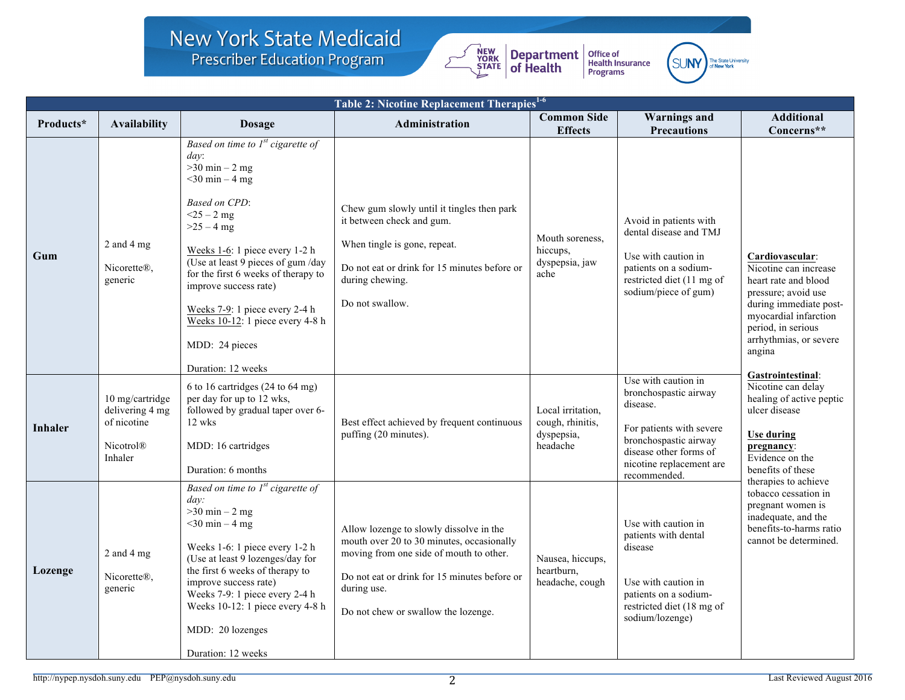| Table 2: Nicotine Replacement Therapies[1-6] | | | | | | |
|---|---|---|---|---|---|---|
| **Products*** | **Availability** | **Dosage** | **Administration** | **Common Side Effects** | **Warnings and Precautions** | **Additional Concerns**** |
| **Gum** | 2 and 4 mg<br><br>Nicorette®, generic | *Based on time to 1st cigarette of day*:<br>>30 min – 2 mg<br><30 min – 4 mg<br><br>*Based on CPD*:<br><25 – 2 mg<br>>25 – 4 mg<br><br>Weeks 1-6: 1 piece every 1-2 h (Use at least 9 pieces of gum /day for the first 6 weeks of therapy to improve success rate)<br><br>Weeks 7-9: 1 piece every 2-4 h<br>Weeks 10-12: 1 piece every 4-8 h<br><br>MDD: 24 pieces<br><br>Duration: 12 weeks | Chew gum slowly until it tingles then park it between check and gum.<br><br>When tingle is gone, repeat.<br><br>Do not eat or drink for 15 minutes before or during chewing.<br><br>Do not swallow. | Mouth soreness, hiccups, dyspepsia, jaw ache | Avoid in patients with dental disease and TMJ<br><br>Use with caution in patients on a sodium-restricted diet (11 mg of sodium/piece of gum) | **Cardiovascular**: Nicotine can increase heart rate and blood pressure; avoid use during immediate post-myocardial infarction period, in serious arrhythmias, or severe angina<br><br>**Gastrointestinal**: Nicotine can delay healing of active peptic ulcer disease<br><br>**Use during pregnancy**: Evidence on the benefits of these therapies to achieve tobacco cessation in pregnant women is inadequate, and the benefits-to-harms ratio cannot be determined. |
| **Inhaler** | 10 mg/cartridge delivering 4 mg of nicotine<br><br>Nicotrol® Inhaler | 6 to 16 cartridges (24 to 64 mg) per day for up to 12 wks, followed by gradual taper over 6-12 wks<br><br>MDD: 16 cartridges<br><br>Duration: 6 months | Best effect achieved by frequent continuous puffing (20 minutes). | Local irritation, cough, rhinitis, dyspepsia, headache | Use with caution in bronchospastic airway disease.<br><br>For patients with severe bronchospastic airway disease other forms of nicotine replacement are recommended. | |
| **Lozenge** | 2 and 4 mg<br><br>Nicorette®, generic | *Based on time to 1st cigarette of day:*<br>>30 min – 2 mg<br><30 min – 4 mg<br><br>Weeks 1-6: 1 piece every 1-2 h (Use at least 9 lozenges/day for the first 6 weeks of therapy to improve success rate)<br>Weeks 7-9: 1 piece every 2-4 h<br>Weeks 10-12: 1 piece every 4-8 h<br><br>MDD: 20 lozenges<br><br>Duration: 12 weeks | Allow lozenge to slowly dissolve in the mouth over 20 to 30 minutes, occasionally moving from one side of mouth to other.<br><br>Do not eat or drink for 15 minutes before or during use.<br><br>Do not chew or swallow the lozenge. | Nausea, hiccups, heartburn, headache, cough | Use with caution in patients with dental disease<br><br>Use with caution in patients on a sodium-restricted diet (18 mg of sodium/lozenge) | |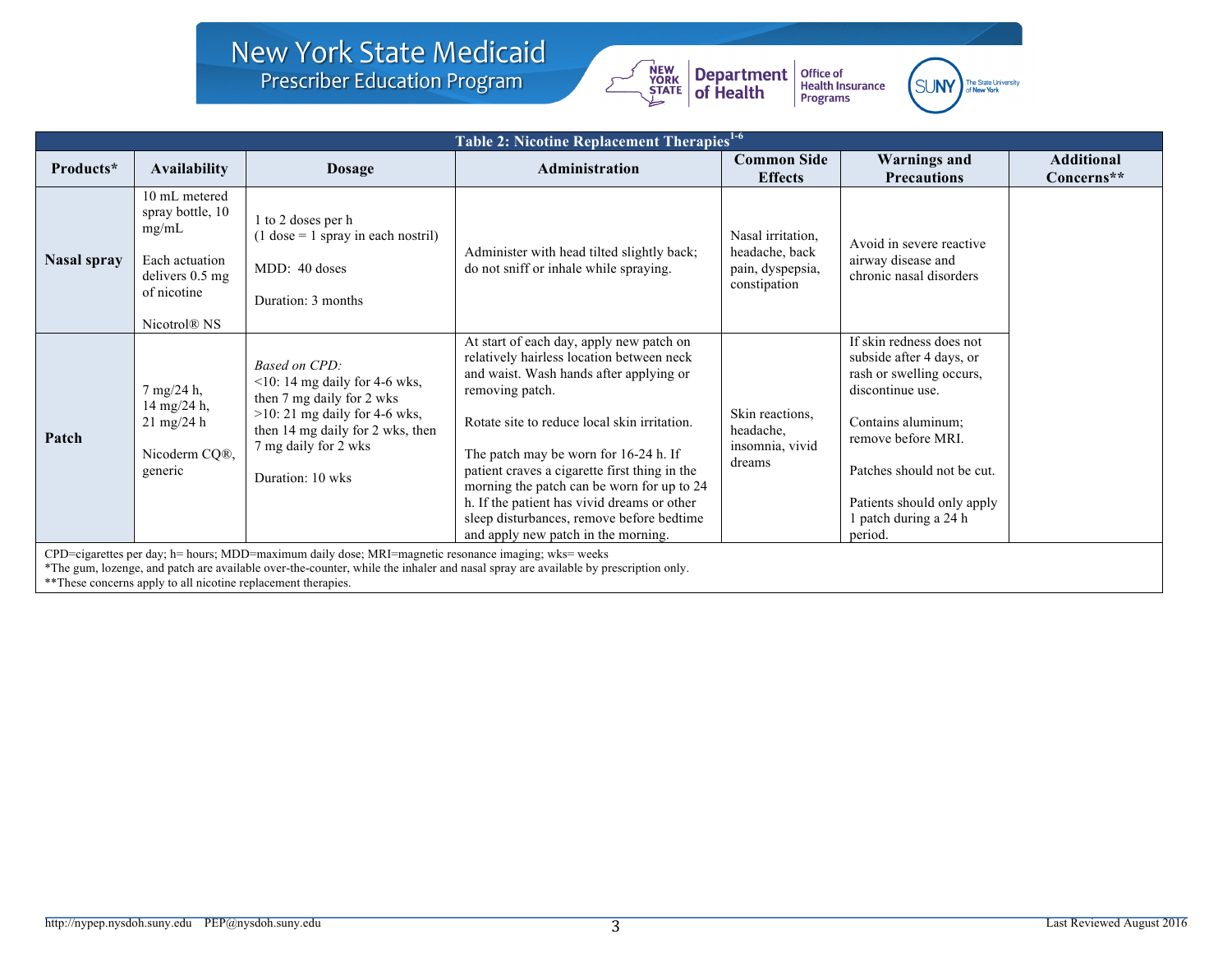| Table 2: Nicotine Replacement Therapies[1-6] | | | | | | |
|---|---|---|---|---|---|---|
| **Products*** | **Availability** | **Dosage** | **Administration** | **Common Side Effects** | **Warnings and Precautions** | **Additional Concerns**** |
| **Nasal spray** | 10 mL metered spray bottle, 10 mg/mL<br><br>Each actuation delivers 0.5 mg of nicotine<br><br>Nicotrol® NS | 1 to 2 doses per h<br>(1 dose = 1 spray in each nostril)<br><br>MDD: 40 doses<br><br>Duration: 3 months | Administer with head tilted slightly back; do not sniff or inhale while spraying. | Nasal irritation, headache, back pain, dyspepsia, constipation | Avoid in severe reactive airway disease and chronic nasal disorders | |
| **Patch** | 7 mg/24 h,<br>14 mg/24 h,<br>21 mg/24 h<br><br>Nicoderm CQ®, generic | *Based on CPD:*<br><10: 14 mg daily for 4-6 wks, then 7 mg daily for 2 wks<br>>10: 21 mg daily for 4-6 wks, then 14 mg daily for 2 wks, then 7 mg daily for 2 wks<br><br>Duration: 10 wks | At start of each day, apply new patch on relatively hairless location between neck and waist. Wash hands after applying or removing patch.<br><br>Rotate site to reduce local skin irritation.<br><br>The patch may be worn for 16-24 h. If patient craves a cigarette first thing in the morning the patch can be worn for up to 24 h. If the patient has vivid dreams or other sleep disturbances, remove before bedtime and apply new patch in the morning. | Skin reactions, headache, insomnia, vivid dreams | If skin redness does not subside after 4 days, or rash or swelling occurs, discontinue use.<br><br>Contains aluminum; remove before MRI.<br><br>Patches should not be cut.<br><br>Patients should only apply 1 patch during a 24 h period. | |

CPD=cigarettes per day; h= hours; MDD=maximum daily dose; MRI=magnetic resonance imaging; wks= weeks
*The gum, lozenge, and patch are available over-the-counter, while the inhaler and nasal spray are available by prescription only.
**These concerns apply to all nicotine replacement therapies.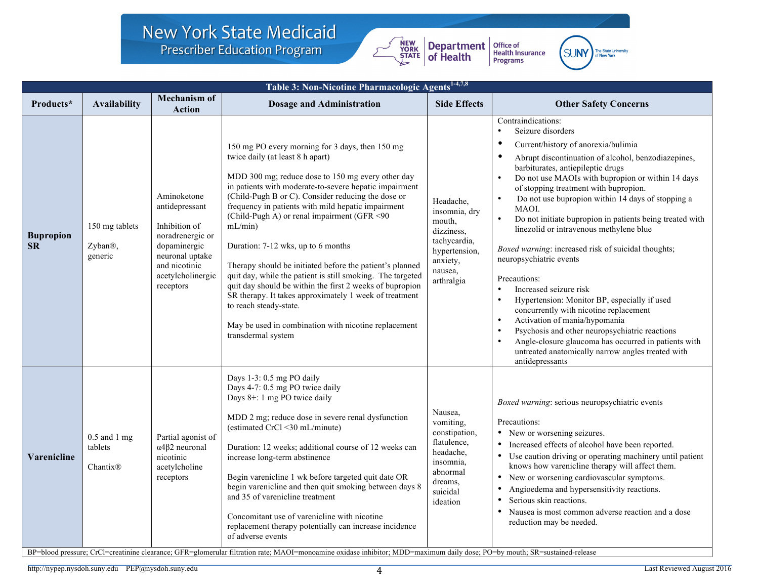| Table 3: Non-Nicotine Pharmacologic Agents[1-4,7,8] | | | | | |
|---|---|---|---|---|---|
| **Products*** | **Availability** | **Mechanism of Action** | **Dosage and Administration** | **Side Effects** | **Other Safety Concerns** |
| **Bupropion SR** | 150 mg tablets<br><br>Zyban®, generic | Aminoketone antidepressant<br><br>Inhibition of noradrenergic or dopaminergic neuronal uptake and nicotinic acetylcholinergic receptors | 150 mg PO every morning for 3 days, then 150 mg twice daily (at least 8 h apart)<br><br>MDD 300 mg; reduce dose to 150 mg every other day in patients with moderate-to-severe hepatic impairment (Child-Pugh B or C). Consider reducing the dose or frequency in patients with mild hepatic impairment (Child-Pugh A) or renal impairment (GFR <90 mL/min)<br><br>Duration: 7-12 wks, up to 6 months<br><br>Therapy should be initiated before the patient's planned quit day, while the patient is still smoking. The targeted quit day should be within the first 2 weeks of bupropion SR therapy. It takes approximately 1 week of treatment to reach steady-state.<br><br>May be used in combination with nicotine replacement transdermal system | Headache, insomnia, dry mouth, dizziness, tachycardia, hypertension, anxiety, nausea, arthralgia | Contraindications:<br>• Seizure disorders<br>• Current/history of anorexia/bulimia<br>• Abrupt discontinuation of alcohol, benzodiazepines, barbiturates, antiepileptic drugs<br>• Do not use MAOIs with bupropion or within 14 days of stopping treatment with bupropion.<br>• Do not use bupropion within 14 days of stopping a MAOI.<br>• Do not initiate bupropion in patients being treated with linezolid or intravenous methylene blue<br><br>*Boxed warning*: increased risk of suicidal thoughts; neuropsychiatric events<br><br>Precautions:<br>• Increased seizure risk<br>• Hypertension: Monitor BP, especially if used concurrently with nicotine replacement<br>• Activation of mania/hypomania<br>• Psychosis and other neuropsychiatric reactions<br>• Angle-closure glaucoma has occurred in patients with untreated anatomically narrow angles treated with antidepressants |
| **Varenicline** | 0.5 and 1 mg tablets<br><br>Chantix® | Partial agonist of α4β2 neuronal nicotinic acetylcholine receptors | Days 1-3: 0.5 mg PO daily<br>Days 4-7: 0.5 mg PO twice daily<br>Days 8+: 1 mg PO twice daily<br><br>MDD 2 mg; reduce dose in severe renal dysfunction (estimated CrCl <30 mL/minute)<br><br>Duration: 12 weeks; additional course of 12 weeks can increase long-term abstinence<br><br>Begin varenicline 1 wk before targeted quit date OR begin varenicline and then quit smoking between days 8 and 35 of varenicline treatment<br><br>Concomitant use of varenicline with nicotine replacement therapy potentially can increase incidence of adverse events | Nausea, vomiting, constipation, flatulence, headache, insomnia, abnormal dreams, suicidal ideation | *Boxed warning*: serious neuropsychiatric events<br><br>Precautions:<br>• New or worsening seizures.<br>• Increased effects of alcohol have been reported.<br>• Use caution driving or operating machinery until patient knows how varenicline therapy will affect them.<br>• New or worsening cardiovascular symptoms.<br>• Angioedema and hypersensitivity reactions.<br>• Serious skin reactions.<br>• Nausea is most common adverse reaction and a dose reduction may be needed. |

BP=blood pressure; CrCl=creatinine clearance; GFR=glomerular filtration rate; MAOI=monoamine oxidase inhibitor; MDD=maximum daily dose; PO=by mouth; SR=sustained-release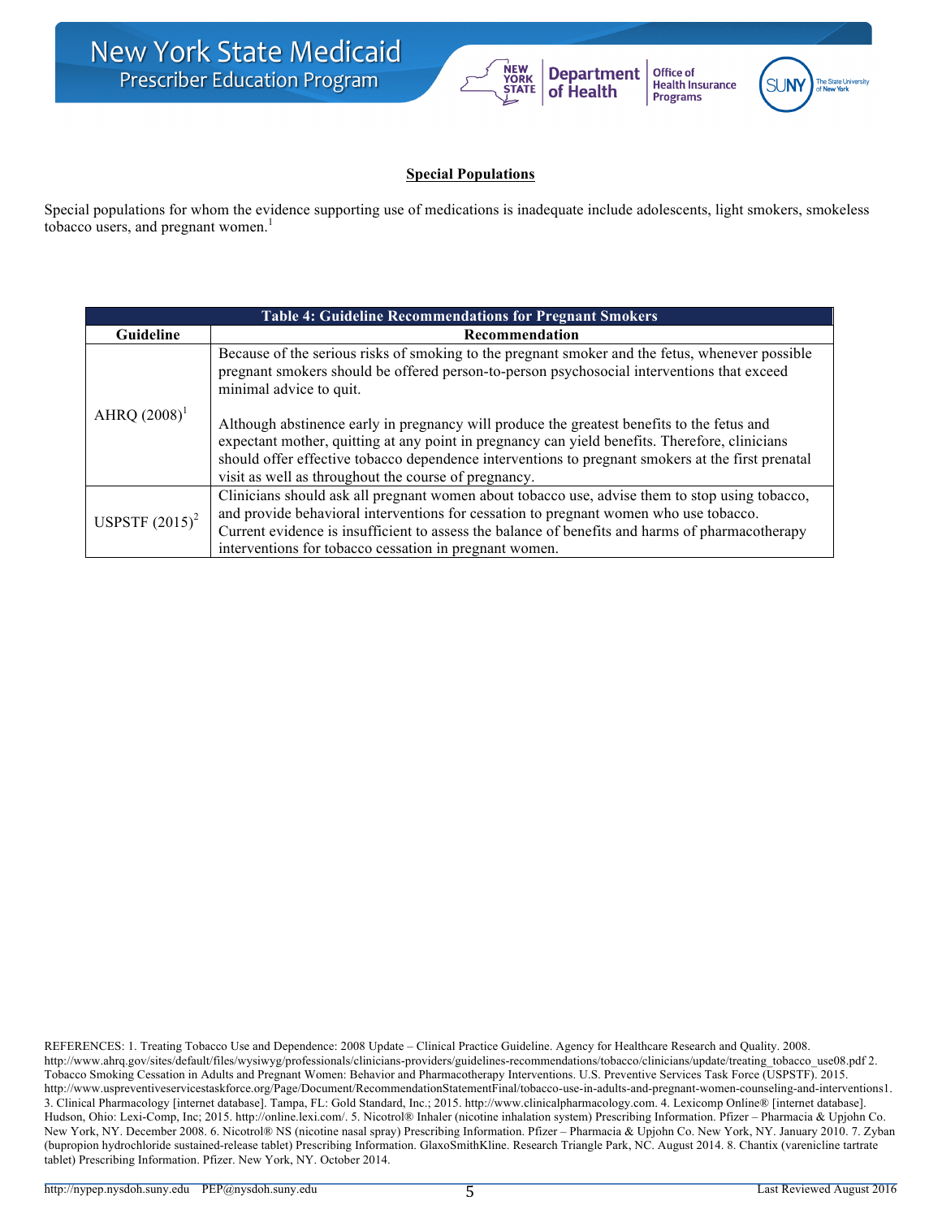**Special Populations**

Special populations for whom the evidence supporting use of medications is inadequate include adolescents, light smokers, smokeless tobacco users, and pregnant women.[1]

| Table 4: Guideline Recommendations for Pregnant Smokers | |
|---|---|
| **Guideline** | **Recommendation** |
| AHRQ (2008)[1] | Because of the serious risks of smoking to the pregnant smoker and the fetus, whenever possible pregnant smokers should be offered person-to-person psychosocial interventions that exceed minimal advice to quit.<br><br>Although abstinence early in pregnancy will produce the greatest benefits to the fetus and expectant mother, quitting at any point in pregnancy can yield benefits. Therefore, clinicians should offer effective tobacco dependence interventions to pregnant smokers at the first prenatal visit as well as throughout the course of pregnancy. |
| USPSTF (2015)[2] | Clinicians should ask all pregnant women about tobacco use, advise them to stop using tobacco, and provide behavioral interventions for cessation to pregnant women who use tobacco. Current evidence is insufficient to assess the balance of benefits and harms of pharmacotherapy interventions for tobacco cessation in pregnant women. |

REFERENCES: 1. Treating Tobacco Use and Dependence: 2008 Update – Clinical Practice Guideline. Agency for Healthcare Research and Quality. 2008. http://www.ahrq.gov/sites/default/files/wysiwyg/professionals/clinicians-providers/guidelines-recommendations/tobacco/clinicians/update/treating_tobacco_use08.pdf 2. Tobacco Smoking Cessation in Adults and Pregnant Women: Behavior and Pharmacotherapy Interventions. U.S. Preventive Services Task Force (USPSTF). 2015. http://www.uspreventiveservicestaskforce.org/Page/Document/RecommendationStatementFinal/tobacco-use-in-adults-and-pregnant-women-counseling-and-interventions1. 3. Clinical Pharmacology [internet database]. Tampa, FL: Gold Standard, Inc.; 2015. http://www.clinicalpharmacology.com. 4. Lexicomp Online® [internet database]. Hudson, Ohio: Lexi-Comp, Inc; 2015. http://online.lexi.com/. 5. Nicotrol® Inhaler (nicotine inhalation system) Prescribing Information. Pfizer – Pharmacia & Upjohn Co. New York, NY. December 2008. 6. Nicotrol® NS (nicotine nasal spray) Prescribing Information. Pfizer – Pharmacia & Upjohn Co. New York, NY. January 2010. 7. Zyban (bupropion hydrochloride sustained-release tablet) Prescribing Information. GlaxoSmithKline. Research Triangle Park, NC. August 2014. 8. Chantix (varenicline tartrate tablet) Prescribing Information. Pfizer. New York, NY. October 2014.